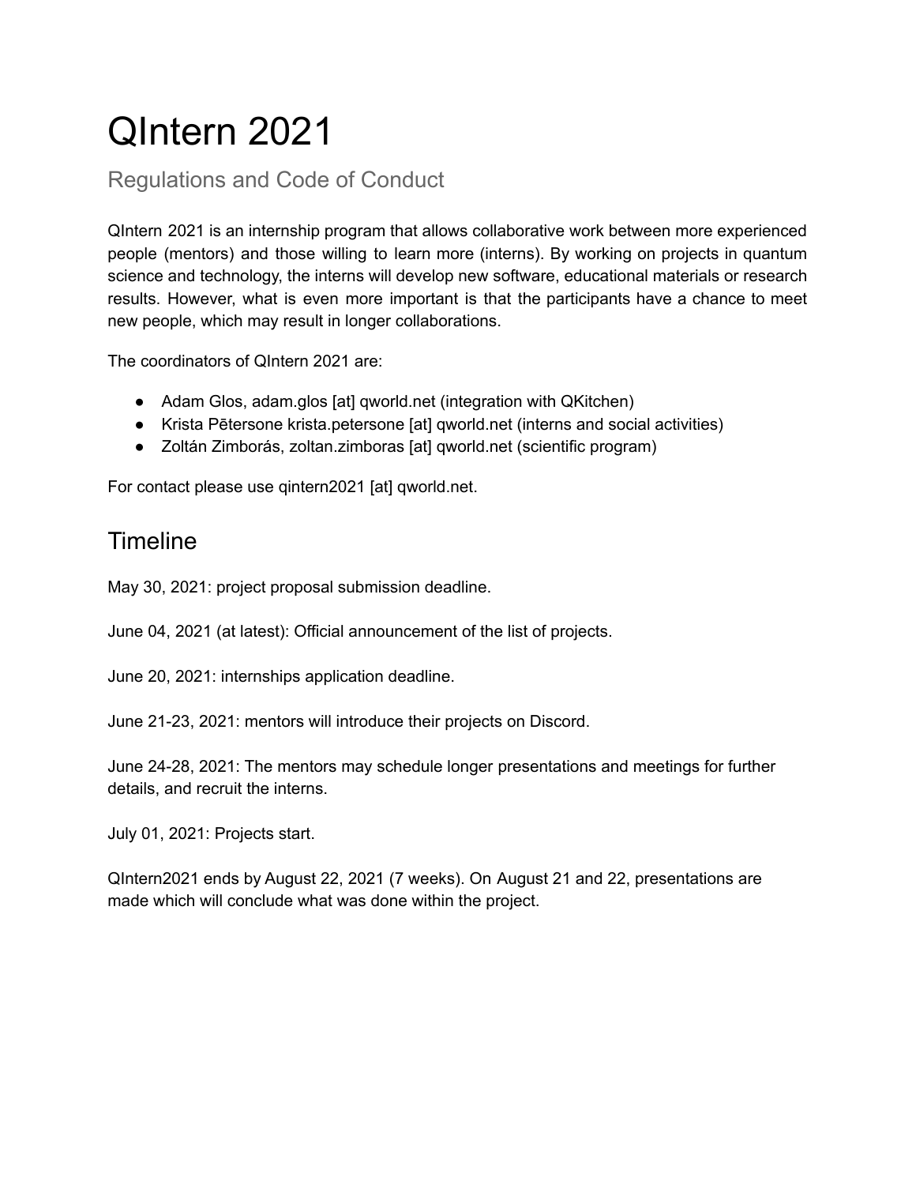# QIntern 2021

Regulations and Code of Conduct

QIntern 2021 is an internship program that allows collaborative work between more experienced people (mentors) and those willing to learn more (interns). By working on projects in quantum science and technology, the interns will develop new software, educational materials or research results. However, what is even more important is that the participants have a chance to meet new people, which may result in longer collaborations.

The coordinators of QIntern 2021 are:

- Adam Glos, adam.glos [at] qworld.net (integration with QKitchen)
- Krista Pētersone krista.petersone [at] qworld.net (interns and social activities)
- Zoltán Zimborás, zoltan.zimboras [at] qworld.net (scientific program)

For contact please use qintern2021 [at] qworld.net.

## Timeline

May 30, 2021: project proposal submission deadline.

June 04, 2021 (at latest): Official announcement of the list of projects.

June 20, 2021: internships application deadline.

June 21-23, 2021: mentors will introduce their projects on Discord.

June 24-28, 2021: The mentors may schedule longer presentations and meetings for further details, and recruit the interns.

July 01, 2021: Projects start.

QIntern2021 ends by August 22, 2021 (7 weeks). On August 21 and 22, presentations are made which will conclude what was done within the project.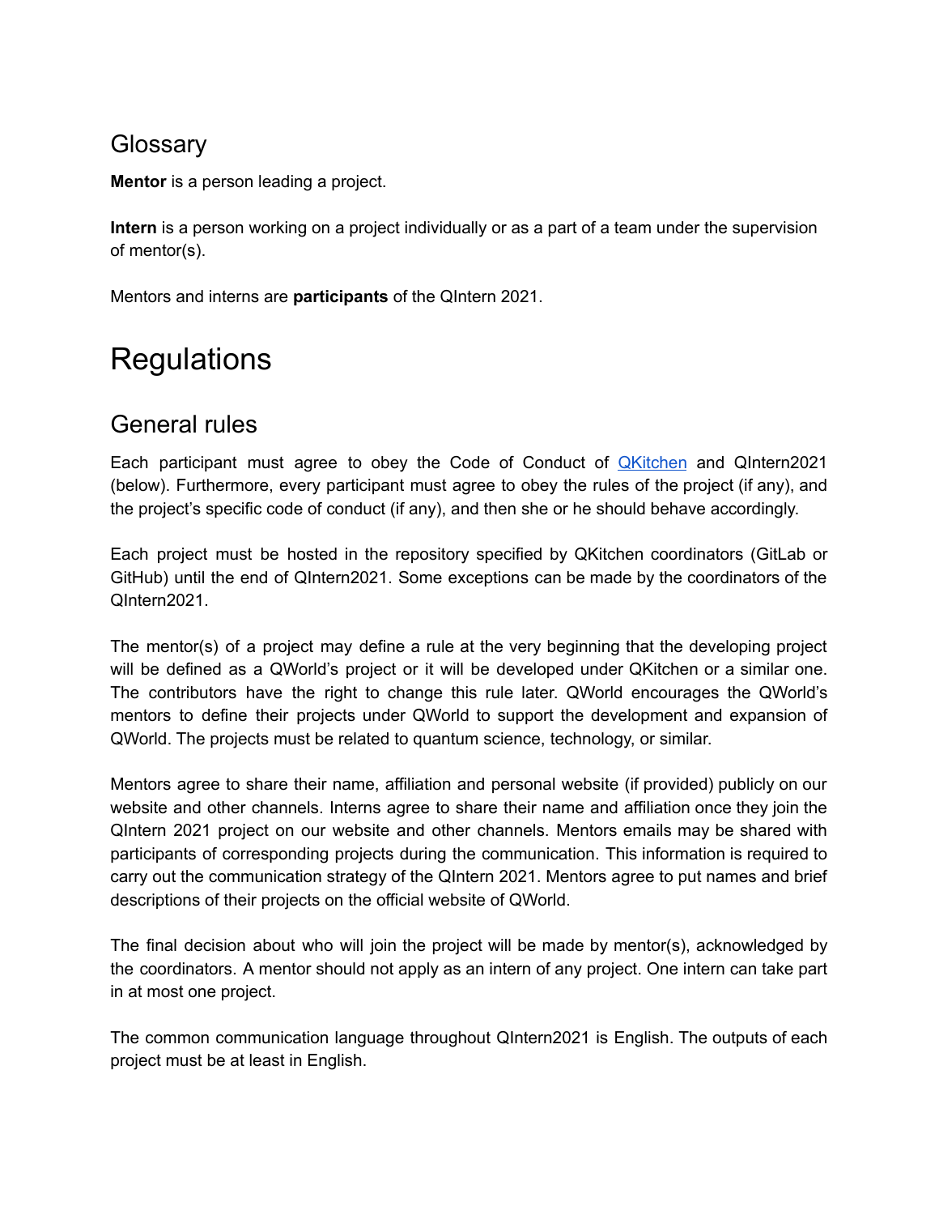## Glossary

**Mentor** is a person leading a project.

**Intern** is a person working on a project individually or as a part of a team under the supervision of mentor(s).

Mentors and interns are **participants** of the QIntern 2021.

# Regulations

## General rules

Each participant must agree to obey the Code of Conduct of QKitchen and QIntern2021 (below). Furthermore, every participant must agree to obey the rules of the project (if any), and the project's specific code of conduct (if any), and then she or he should behave accordingly.

Each project must be hosted in the repository specified by QKitchen coordinators (GitLab or GitHub) until the end of QIntern2021. Some exceptions can be made by the coordinators of the QIntern2021.

The mentor(s) of a project may define a rule at the very beginning that the developing project will be defined as a QWorld's project or it will be developed under QKitchen or a similar one. The contributors have the right to change this rule later. QWorld encourages the QWorld's mentors to define their projects under QWorld to support the development and expansion of QWorld. The projects must be related to quantum science, technology, or similar.

Mentors agree to share their name, affiliation and personal website (if provided) publicly on our website and other channels. Interns agree to share their name and affiliation once they join the QIntern 2021 project on our website and other channels. Mentors emails may be shared with participants of corresponding projects during the communication. This information is required to carry out the communication strategy of the QIntern 2021. Mentors agree to put names and brief descriptions of their projects on the official website of QWorld.

The final decision about who will join the project will be made by mentor(s), acknowledged by the coordinators. A mentor should not apply as an intern of any project. One intern can take part in at most one project.

The common communication language throughout QIntern2021 is English. The outputs of each project must be at least in English.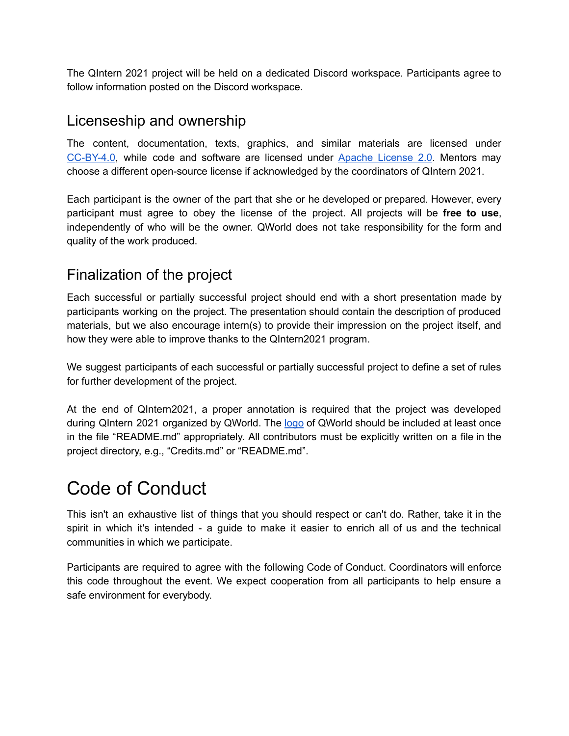The QIntern 2021 project will be held on a dedicated Discord workspace. Participants agree to follow information posted on the Discord workspace.

## Licenseship and ownership

The content, documentation, texts, graphics, and similar materials are licensed under [CC-BY-4.0](), while code and software are licensed under [Apache License 2.0](). Mentors may choose a different open-source license if acknowledged by the coordinators of QIntern 2021.

Each participant is the owner of the part that she or he developed or prepared. However, every participant must agree to obey the license of the project. All projects will be **free to use**, independently of who will be the owner. QWorld does not take responsibility for the form and quality of the work produced.

## Finalization of the project

Each successful or partially successful project should end with a short presentation made by participants working on the project. The presentation should contain the description of produced materials, but we also encourage intern(s) to provide their impression on the project itself, and how they were able to improve thanks to the QIntern2021 program.

We suggest participants of each successful or partially successful project to define a set of rules for further development of the project.

At the end of QIntern2021, a proper annotation is required that the project was developed during QIntern 2021 organized by QWorld. The [logo]() of QWorld should be included at least once in the file “README.md” appropriately. All contributors must be explicitly written on a file in the project directory, e.g., “Credits.md” or “README.md”.

# Code of Conduct

This isn't an exhaustive list of things that you should respect or can't do. Rather, take it in the spirit in which it's intended - a guide to make it easier to enrich all of us and the technical communities in which we participate.

Participants are required to agree with the following Code of Conduct. Coordinators will enforce this code throughout the event. We expect cooperation from all participants to help ensure a safe environment for everybody.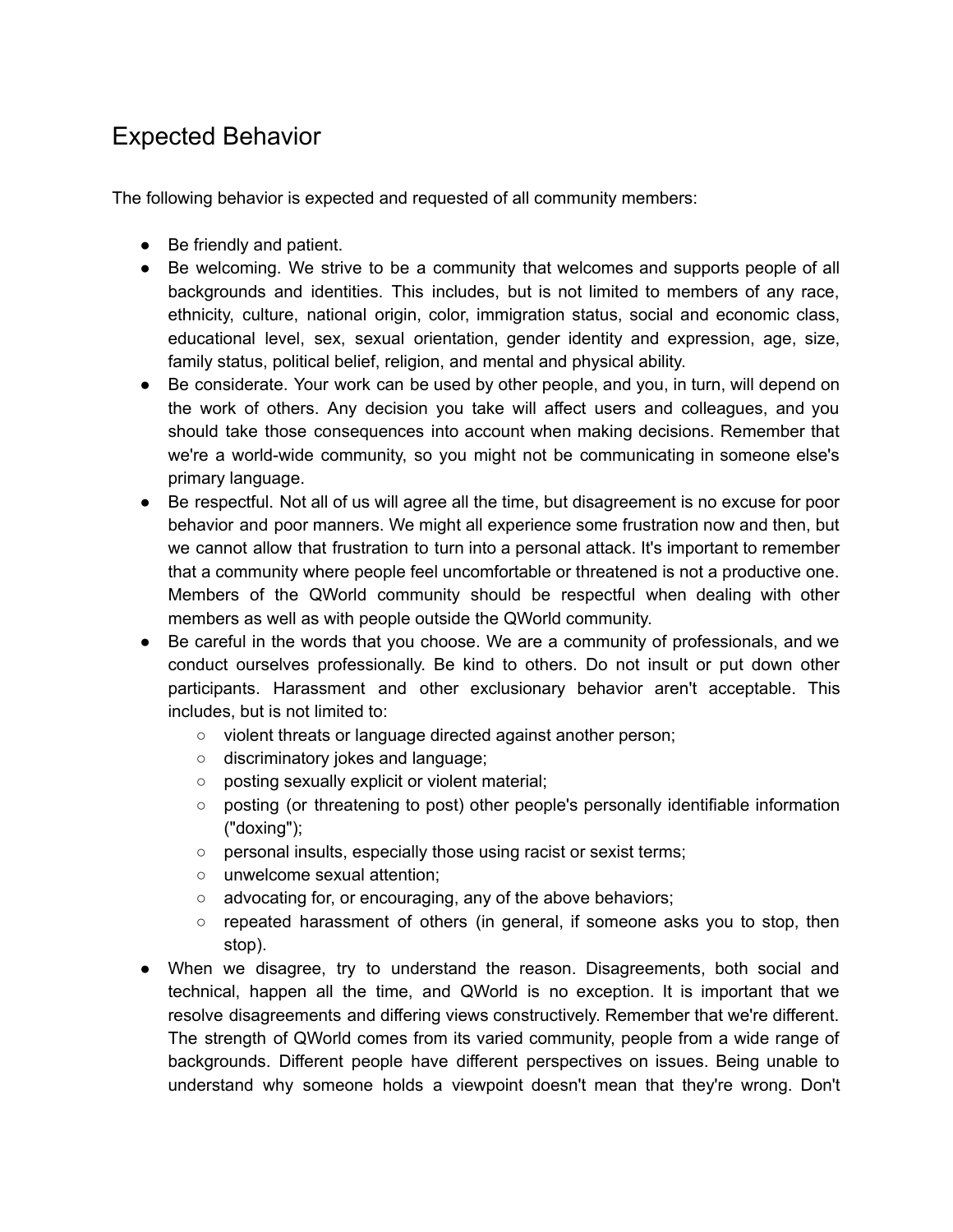## Expected Behavior

The following behavior is expected and requested of all community members:

- Be friendly and patient.
- Be welcoming. We strive to be a community that welcomes and supports people of all backgrounds and identities. This includes, but is not limited to members of any race, ethnicity, culture, national origin, color, immigration status, social and economic class, educational level, sex, sexual orientation, gender identity and expression, age, size, family status, political belief, religion, and mental and physical ability.
- Be considerate. Your work can be used by other people, and you, in turn, will depend on the work of others. Any decision you take will affect users and colleagues, and you should take those consequences into account when making decisions. Remember that we're a world-wide community, so you might not be communicating in someone else's primary language.
- Be respectful. Not all of us will agree all the time, but disagreement is no excuse for poor behavior and poor manners. We might all experience some frustration now and then, but we cannot allow that frustration to turn into a personal attack. It's important to remember that a community where people feel uncomfortable or threatened is not a productive one. Members of the QWorld community should be respectful when dealing with other members as well as with people outside the QWorld community.
- Be careful in the words that you choose. We are a community of professionals, and we conduct ourselves professionally. Be kind to others. Do not insult or put down other participants. Harassment and other exclusionary behavior aren't acceptable. This includes, but is not limited to:
  - violent threats or language directed against another person;
  - discriminatory jokes and language;
  - posting sexually explicit or violent material;
  - posting (or threatening to post) other people's personally identifiable information ("doxing");
  - personal insults, especially those using racist or sexist terms;
  - unwelcome sexual attention;
  - advocating for, or encouraging, any of the above behaviors;
  - repeated harassment of others (in general, if someone asks you to stop, then stop).
- When we disagree, try to understand the reason. Disagreements, both social and technical, happen all the time, and QWorld is no exception. It is important that we resolve disagreements and differing views constructively. Remember that we're different. The strength of QWorld comes from its varied community, people from a wide range of backgrounds. Different people have different perspectives on issues. Being unable to understand why someone holds a viewpoint doesn't mean that they're wrong. Don't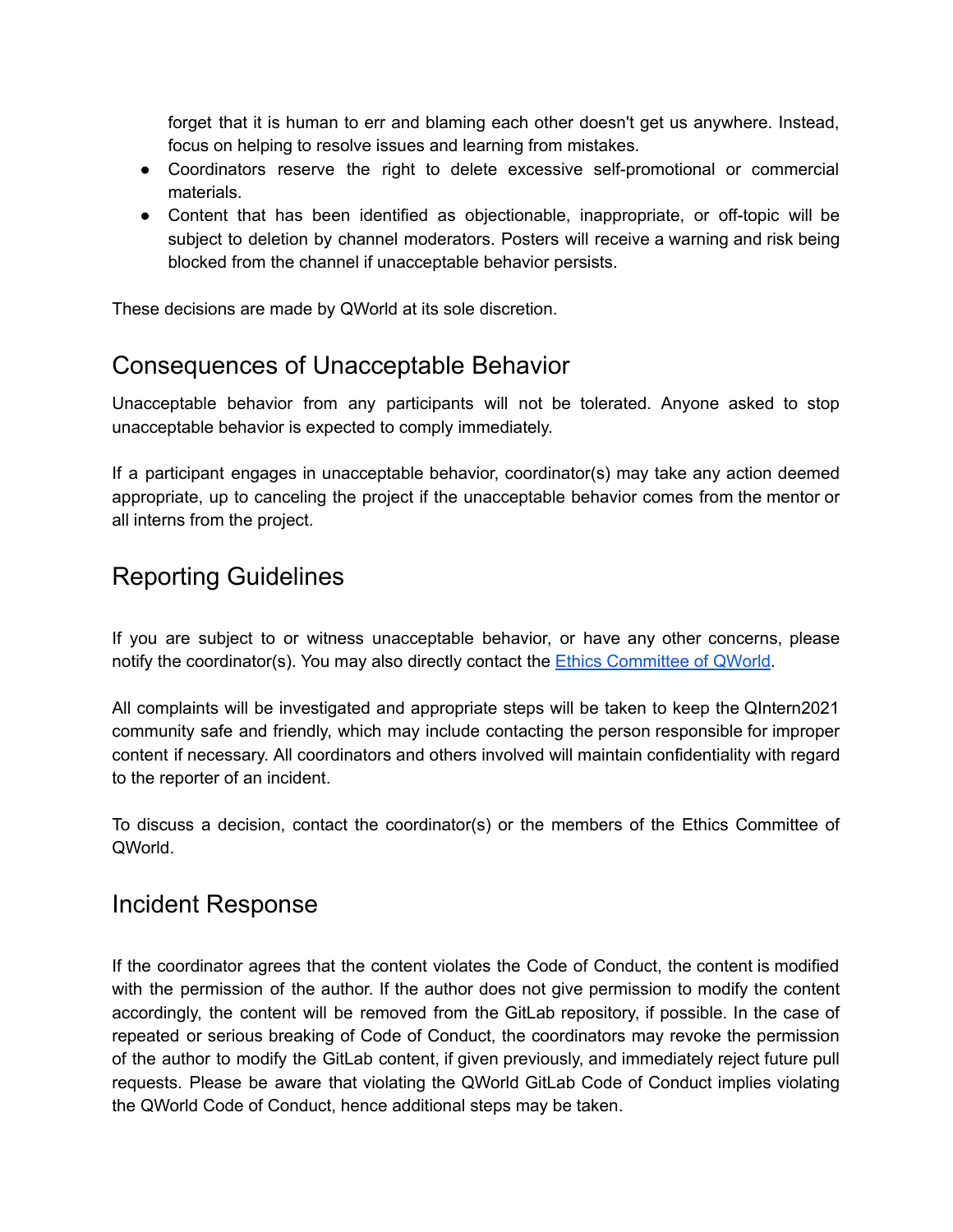forget that it is human to err and blaming each other doesn't get us anywhere. Instead, focus on helping to resolve issues and learning from mistakes.

- Coordinators reserve the right to delete excessive self-promotional or commercial materials.
- Content that has been identified as objectionable, inappropriate, or off-topic will be subject to deletion by channel moderators. Posters will receive a warning and risk being blocked from the channel if unacceptable behavior persists.

These decisions are made by QWorld at its sole discretion.

## Consequences of Unacceptable Behavior

Unacceptable behavior from any participants will not be tolerated. Anyone asked to stop unacceptable behavior is expected to comply immediately.

If a participant engages in unacceptable behavior, coordinator(s) may take any action deemed appropriate, up to canceling the project if the unacceptable behavior comes from the mentor or all interns from the project.

## Reporting Guidelines

If you are subject to or witness unacceptable behavior, or have any other concerns, please notify the coordinator(s). You may also directly contact the Ethics Committee of QWorld.

All complaints will be investigated and appropriate steps will be taken to keep the QIntern2021 community safe and friendly, which may include contacting the person responsible for improper content if necessary. All coordinators and others involved will maintain confidentiality with regard to the reporter of an incident.

To discuss a decision, contact the coordinator(s) or the members of the Ethics Committee of QWorld.

## Incident Response

If the coordinator agrees that the content violates the Code of Conduct, the content is modified with the permission of the author. If the author does not give permission to modify the content accordingly, the content will be removed from the GitLab repository, if possible. In the case of repeated or serious breaking of Code of Conduct, the coordinators may revoke the permission of the author to modify the GitLab content, if given previously, and immediately reject future pull requests. Please be aware that violating the QWorld GitLab Code of Conduct implies violating the QWorld Code of Conduct, hence additional steps may be taken.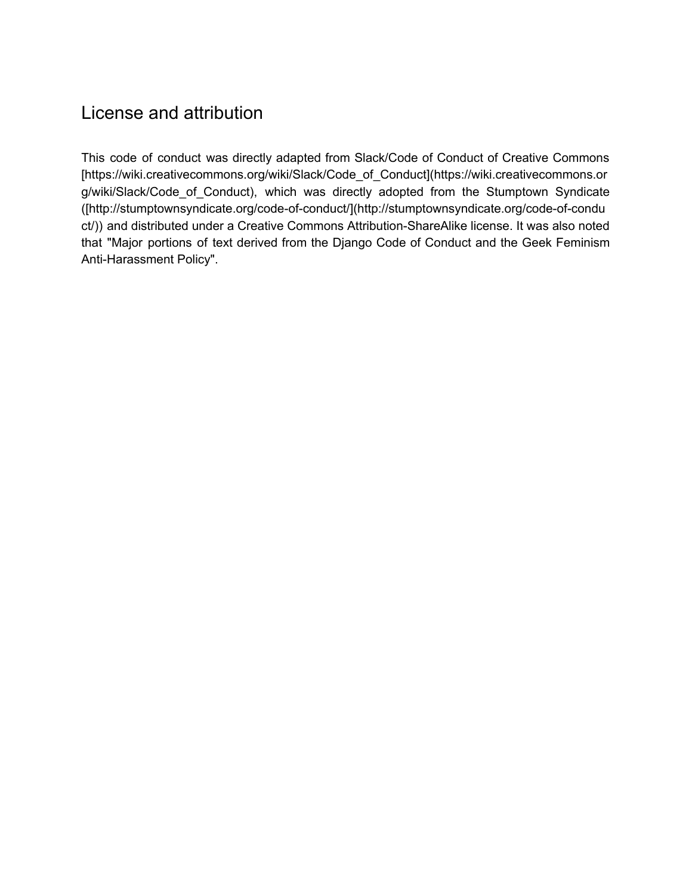## License and attribution

This code of conduct was directly adapted from Slack/Code of Conduct of Creative Commons [https://wiki.creativecommons.org/wiki/Slack/Code_of_Conduct](https://wiki.creativecommons.org/wiki/Slack/Code_of_Conduct), which was directly adopted from the Stumptown Syndicate ([http://stumptownsyndicate.org/code-of-conduct/](http://stumptownsyndicate.org/code-of-conduct/)) and distributed under a Creative Commons Attribution-ShareAlike license. It was also noted that "Major portions of text derived from the Django Code of Conduct and the Geek Feminism Anti-Harassment Policy".